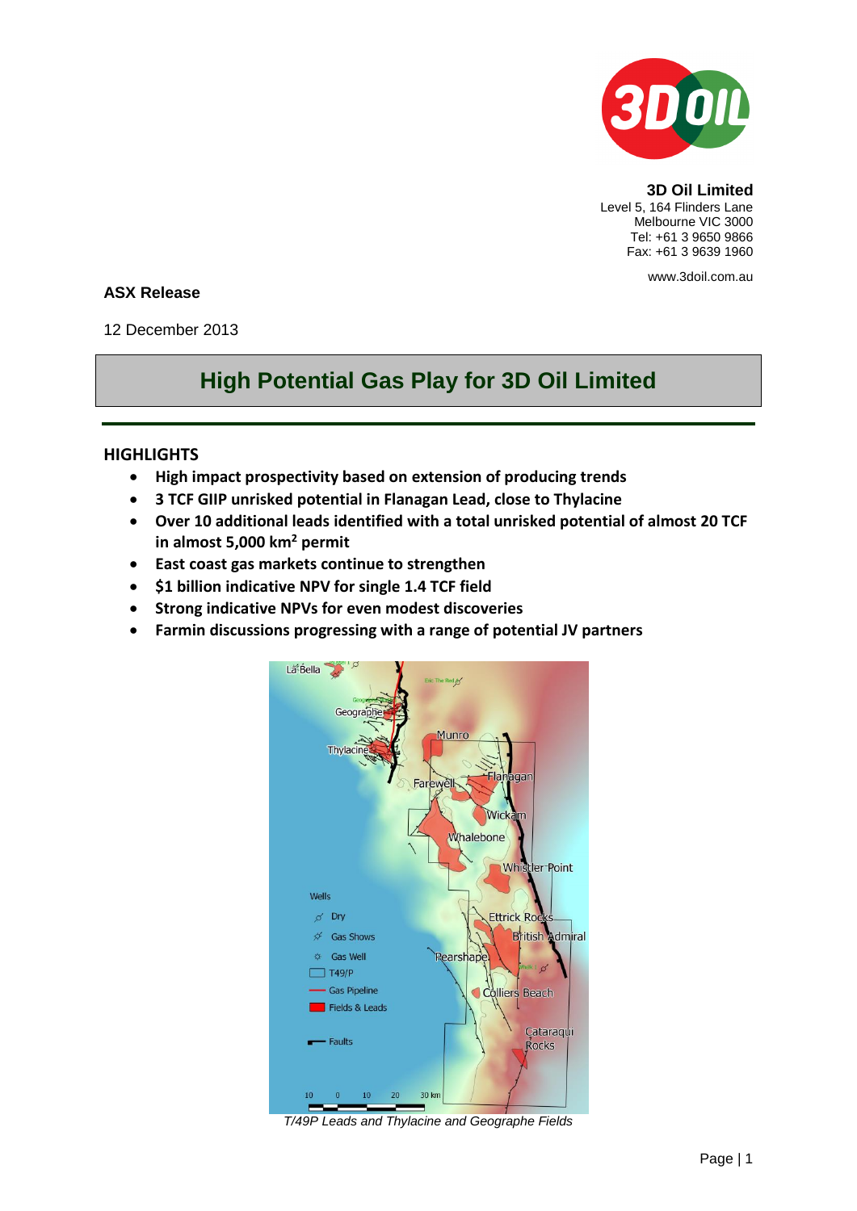**3D Oil Limited**
Level 5, 164 Flinders Lane
Melbourne VIC 3000
Tel: +61 3 9650 9866
Fax: +61 3 9639 1960

www.3doil.com.au

**ASX Release**

12 December 2013

# High Potential Gas Play for 3D Oil Limited

## HIGHLIGHTS

- **High impact prospectivity based on extension of producing trends**
- **3 TCF GIIP unrisked potential in Flanagan Lead, close to Thylacine**
- **Over 10 additional leads identified with a total unrisked potential of almost 20 TCF in almost 5,000 km² permit**
- **East coast gas markets continue to strengthen**
- **$1 billion indicative NPV for single 1.4 TCF field**
- **Strong indicative NPVs for even modest discoveries**
- **Farmin discussions progressing with a range of potential JV partners**

*T/49P Leads and Thylacine and Geographe Fields*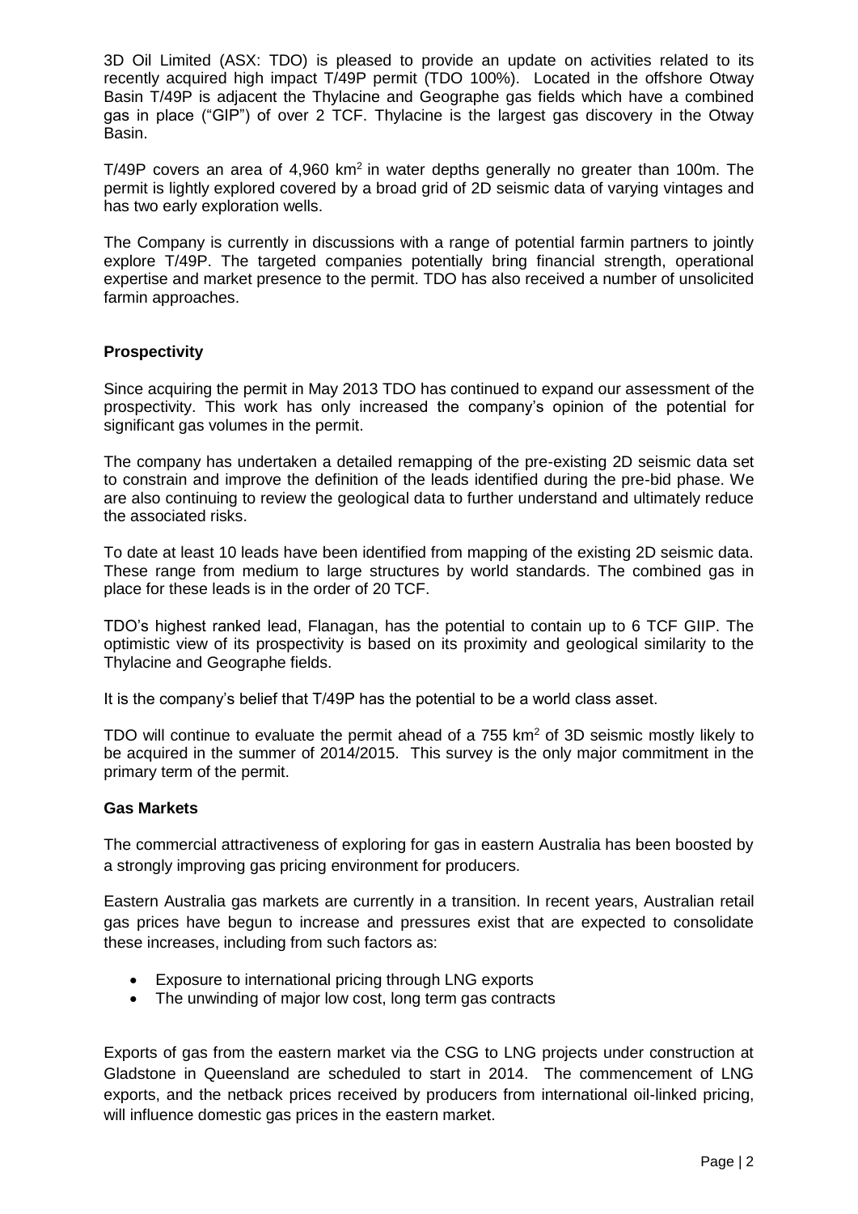3D Oil Limited (ASX: TDO) is pleased to provide an update on activities related to its recently acquired high impact T/49P permit (TDO 100%). Located in the offshore Otway Basin T/49P is adjacent the Thylacine and Geographe gas fields which have a combined gas in place ("GIP") of over 2 TCF. Thylacine is the largest gas discovery in the Otway Basin.

T/49P covers an area of 4,960 km$^2$ in water depths generally no greater than 100m. The permit is lightly explored covered by a broad grid of 2D seismic data of varying vintages and has two early exploration wells.

The Company is currently in discussions with a range of potential farmin partners to jointly explore T/49P. The targeted companies potentially bring financial strength, operational expertise and market presence to the permit. TDO has also received a number of unsolicited farmin approaches.

**Prospectivity**

Since acquiring the permit in May 2013 TDO has continued to expand our assessment of the prospectivity. This work has only increased the company's opinion of the potential for significant gas volumes in the permit.

The company has undertaken a detailed remapping of the pre-existing 2D seismic data set to constrain and improve the definition of the leads identified during the pre-bid phase. We are also continuing to review the geological data to further understand and ultimately reduce the associated risks.

To date at least 10 leads have been identified from mapping of the existing 2D seismic data. These range from medium to large structures by world standards. The combined gas in place for these leads is in the order of 20 TCF.

TDO's highest ranked lead, Flanagan, has the potential to contain up to 6 TCF GIIP. The optimistic view of its prospectivity is based on its proximity and geological similarity to the Thylacine and Geographe fields.

It is the company's belief that T/49P has the potential to be a world class asset.

TDO will continue to evaluate the permit ahead of a 755 km$^2$ of 3D seismic mostly likely to be acquired in the summer of 2014/2015. This survey is the only major commitment in the primary term of the permit.

**Gas Markets**

The commercial attractiveness of exploring for gas in eastern Australia has been boosted by a strongly improving gas pricing environment for producers.

Eastern Australia gas markets are currently in a transition. In recent years, Australian retail gas prices have begun to increase and pressures exist that are expected to consolidate these increases, including from such factors as:

- Exposure to international pricing through LNG exports
- The unwinding of major low cost, long term gas contracts

Exports of gas from the eastern market via the CSG to LNG projects under construction at Gladstone in Queensland are scheduled to start in 2014. The commencement of LNG exports, and the netback prices received by producers from international oil-linked pricing, will influence domestic gas prices in the eastern market.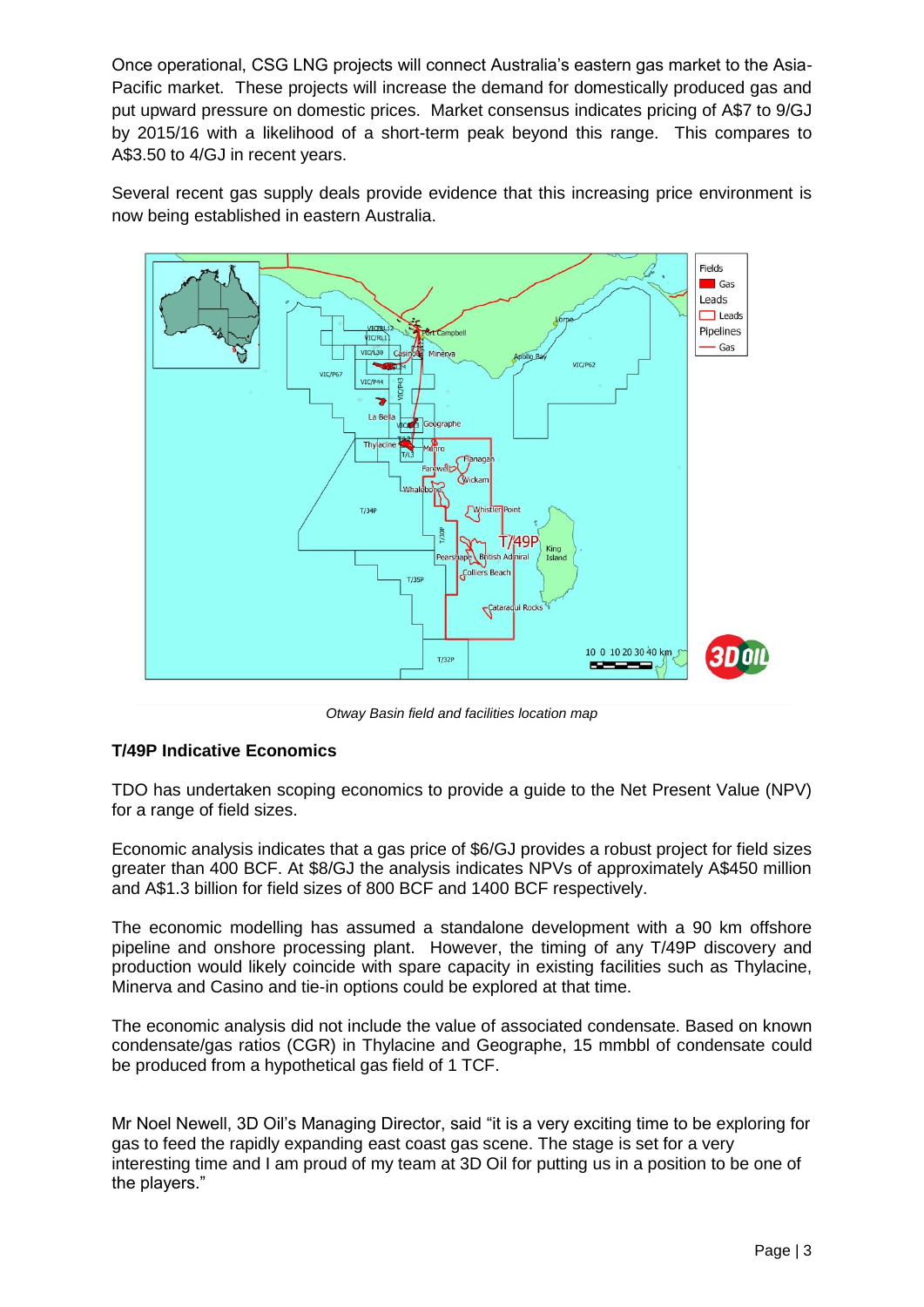Once operational, CSG LNG projects will connect Australia's eastern gas market to the Asia-Pacific market. These projects will increase the demand for domestically produced gas and put upward pressure on domestic prices. Market consensus indicates pricing of A\$7 to 9/GJ by 2015/16 with a likelihood of a short-term peak beyond this range. This compares to A\$3.50 to 4/GJ in recent years.

Several recent gas supply deals provide evidence that this increasing price environment is now being established in eastern Australia.

*Otway Basin field and facilities location map*

## T/49P Indicative Economics

TDO has undertaken scoping economics to provide a guide to the Net Present Value (NPV) for a range of field sizes.

Economic analysis indicates that a gas price of \$6/GJ provides a robust project for field sizes greater than 400 BCF. At \$8/GJ the analysis indicates NPVs of approximately A\$450 million and A\$1.3 billion for field sizes of 800 BCF and 1400 BCF respectively.

The economic modelling has assumed a standalone development with a 90 km offshore pipeline and onshore processing plant. However, the timing of any T/49P discovery and production would likely coincide with spare capacity in existing facilities such as Thylacine, Minerva and Casino and tie-in options could be explored at that time.

The economic analysis did not include the value of associated condensate. Based on known condensate/gas ratios (CGR) in Thylacine and Geographe, 15 mmbbl of condensate could be produced from a hypothetical gas field of 1 TCF.

Mr Noel Newell, 3D Oil's Managing Director, said "it is a very exciting time to be exploring for gas to feed the rapidly expanding east coast gas scene. The stage is set for a very interesting time and I am proud of my team at 3D Oil for putting us in a position to be one of the players."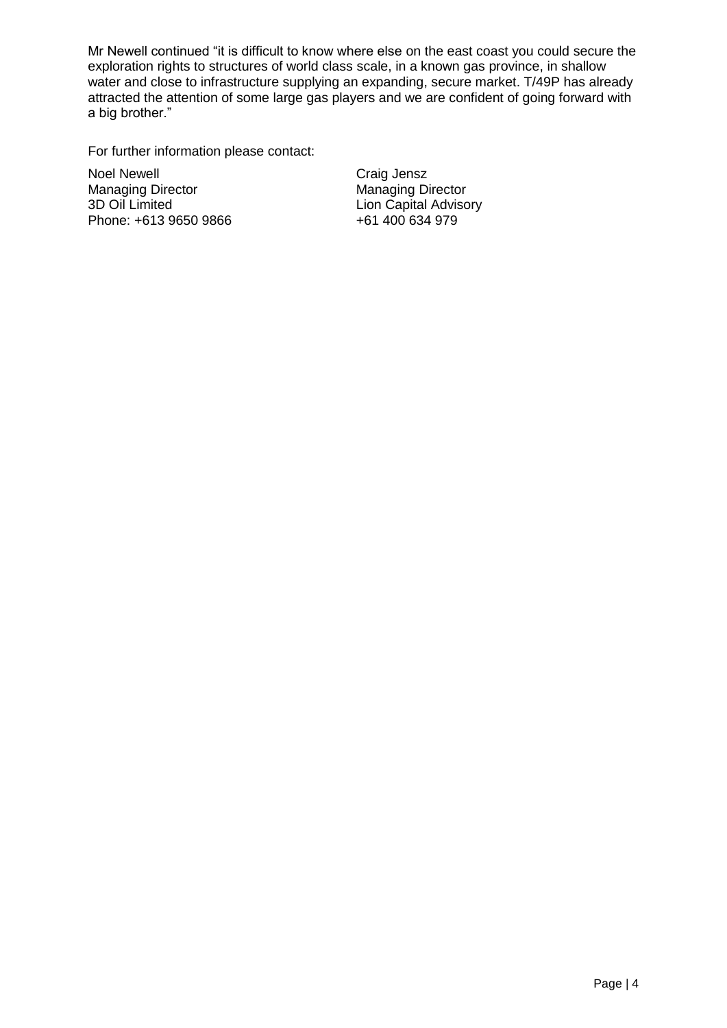Mr Newell continued "it is difficult to know where else on the east coast you could secure the exploration rights to structures of world class scale, in a known gas province, in shallow water and close to infrastructure supplying an expanding, secure market. T/49P has already attracted the attention of some large gas players and we are confident of going forward with a big brother."

For further information please contact:

Noel Newell
Managing Director
3D Oil Limited
Phone: +613 9650 9866

Craig Jensz
Managing Director
Lion Capital Advisory
+61 400 634 979